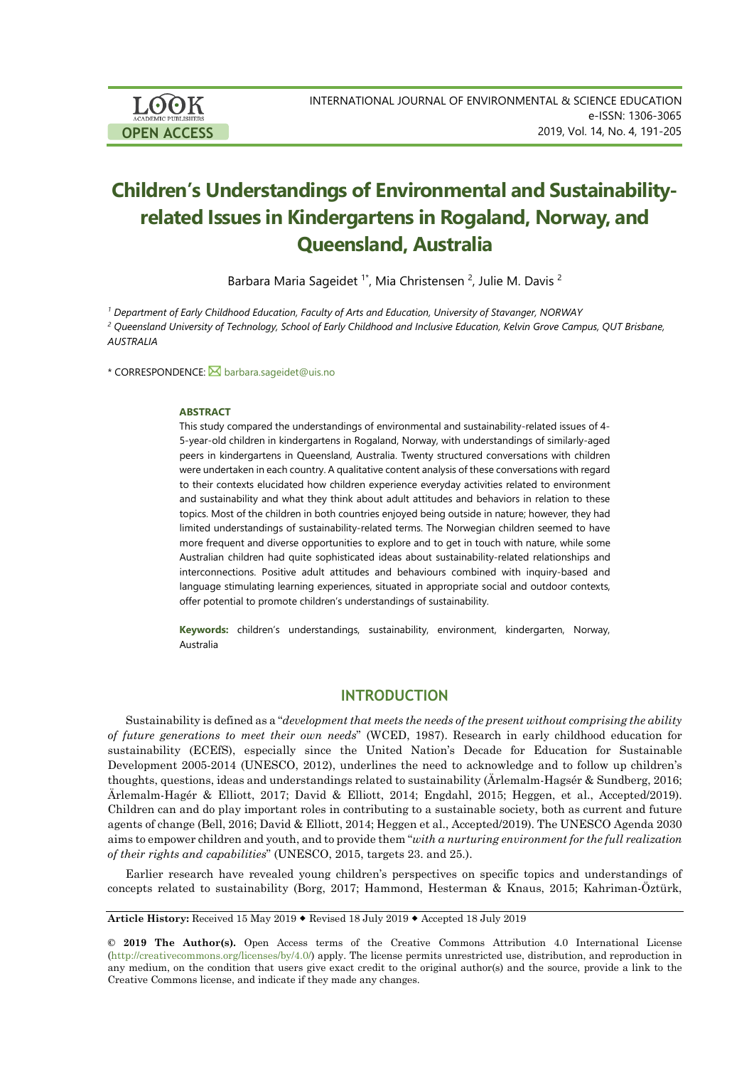# Children's Understandings of Environmental and Sustainability-related Issues in Kindergartens in Rogaland, Norway, and Queensland, Australia

Barbara Maria Sageidet [1*], Mia Christensen [2], Julie M. Davis [2]

[1] *Department of Early Childhood Education, Faculty of Arts and Education, University of Stavanger, NORWAY*

[2] *Queensland University of Technology, School of Early Childhood and Inclusive Education, Kelvin Grove Campus, QUT Brisbane, AUSTRALIA*

\* CORRESPONDENCE: barbara.sageidet@uis.no

### ABSTRACT

This study compared the understandings of environmental and sustainability-related issues of 4-5-year-old children in kindergartens in Rogaland, Norway, with understandings of similarly-aged peers in kindergartens in Queensland, Australia. Twenty structured conversations with children were undertaken in each country. A qualitative content analysis of these conversations with regard to their contexts elucidated how children experience everyday activities related to environment and sustainability and what they think about adult attitudes and behaviors in relation to these topics. Most of the children in both countries enjoyed being outside in nature; however, they had limited understandings of sustainability-related terms. The Norwegian children seemed to have more frequent and diverse opportunities to explore and to get in touch with nature, while some Australian children had quite sophisticated ideas about sustainability-related relationships and interconnections. Positive adult attitudes and behaviours combined with inquiry-based and language stimulating learning experiences, situated in appropriate social and outdoor contexts, offer potential to promote children's understandings of sustainability.

**Keywords:** children's understandings, sustainability, environment, kindergarten, Norway, Australia

## INTRODUCTION

Sustainability is defined as a "*development that meets the needs of the present without comprising the ability of future generations to meet their own needs*" (WCED, 1987). Research in early childhood education for sustainability (ECEfS), especially since the United Nation's Decade for Education for Sustainable Development 2005-2014 (UNESCO, 2012), underlines the need to acknowledge and to follow up children's thoughts, questions, ideas and understandings related to sustainability (Ärlemalm-Hagsér & Sundberg, 2016; Ärlemalm-Hagér & Elliott, 2017; David & Elliott, 2014; Engdahl, 2015; Heggen, et al., Accepted/2019). Children can and do play important roles in contributing to a sustainable society, both as current and future agents of change (Bell, 2016; David & Elliott, 2014; Heggen et al., Accepted/2019). The UNESCO Agenda 2030 aims to empower children and youth, and to provide them "*with a nurturing environment for the full realization of their rights and capabilities*" (UNESCO, 2015, targets 23. and 25.).

Earlier research have revealed young children's perspectives on specific topics and understandings of concepts related to sustainability (Borg, 2017; Hammond, Hesterman & Knaus, 2015; Kahriman-Öztürk,

**Article History:** Received 15 May 2019 ◆ Revised 18 July 2019 ◆ Accepted 18 July 2019

**© 2019 The Author(s).** Open Access terms of the Creative Commons Attribution 4.0 International License (http://creativecommons.org/licenses/by/4.0/) apply. The license permits unrestricted use, distribution, and reproduction in any medium, on the condition that users give exact credit to the original author(s) and the source, provide a link to the Creative Commons license, and indicate if they made any changes.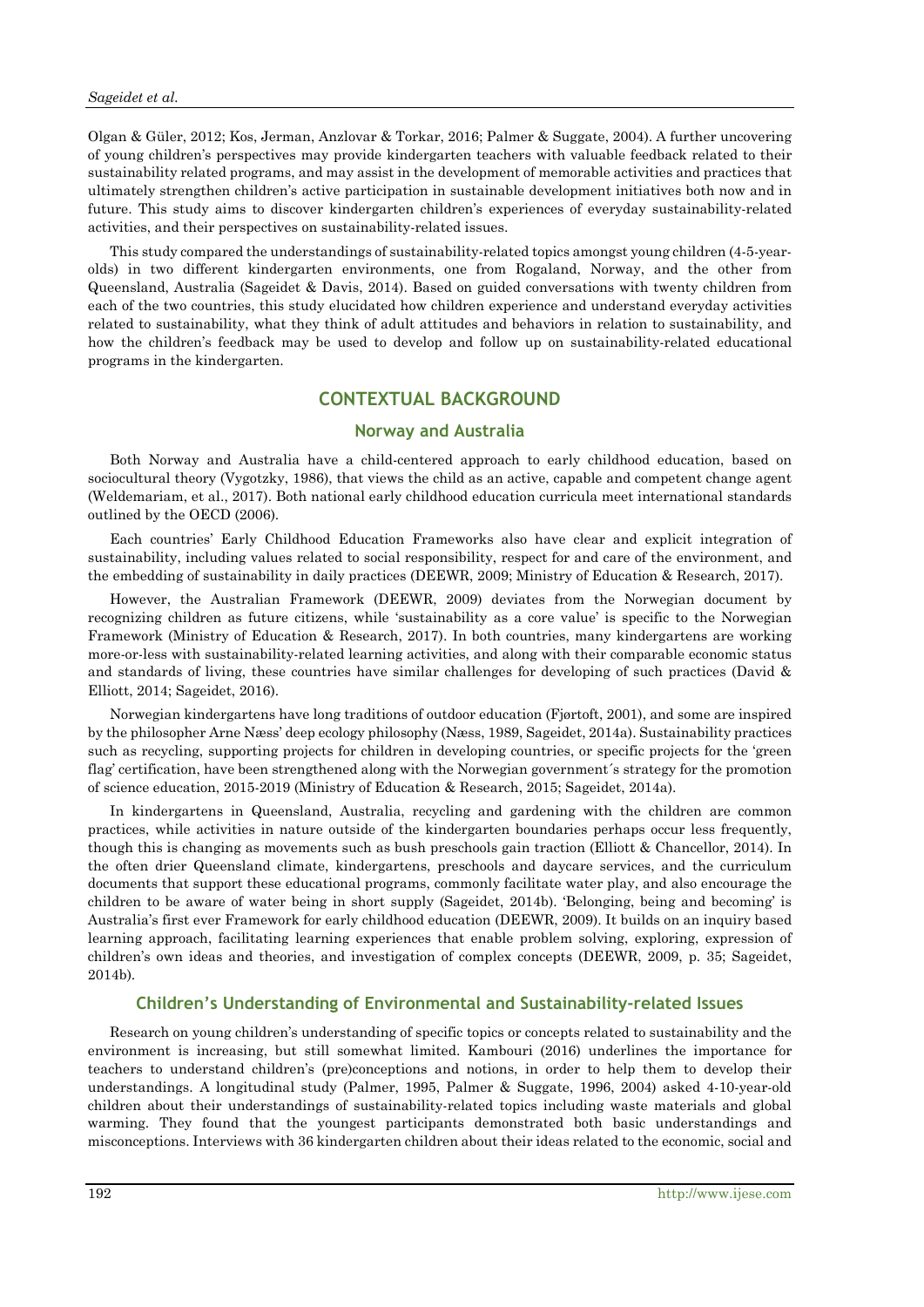Olgan & Güler, 2012; Kos, Jerman, Anzlovar & Torkar, 2016; Palmer & Suggate, 2004). A further uncovering of young children's perspectives may provide kindergarten teachers with valuable feedback related to their sustainability related programs, and may assist in the development of memorable activities and practices that ultimately strengthen children's active participation in sustainable development initiatives both now and in future. This study aims to discover kindergarten children's experiences of everyday sustainability-related activities, and their perspectives on sustainability-related issues.

This study compared the understandings of sustainability-related topics amongst young children (4-5-year-olds) in two different kindergarten environments, one from Rogaland, Norway, and the other from Queensland, Australia (Sageidet & Davis, 2014). Based on guided conversations with twenty children from each of the two countries, this study elucidated how children experience and understand everyday activities related to sustainability, what they think of adult attitudes and behaviors in relation to sustainability, and how the children's feedback may be used to develop and follow up on sustainability-related educational programs in the kindergarten.

## CONTEXTUAL BACKGROUND

### Norway and Australia

Both Norway and Australia have a child-centered approach to early childhood education, based on sociocultural theory (Vygotzky, 1986), that views the child as an active, capable and competent change agent (Weldemariam, et al., 2017). Both national early childhood education curricula meet international standards outlined by the OECD (2006).

Each countries' Early Childhood Education Frameworks also have clear and explicit integration of sustainability, including values related to social responsibility, respect for and care of the environment, and the embedding of sustainability in daily practices (DEEWR, 2009; Ministry of Education & Research, 2017).

However, the Australian Framework (DEEWR, 2009) deviates from the Norwegian document by recognizing children as future citizens, while 'sustainability as a core value' is specific to the Norwegian Framework (Ministry of Education & Research, 2017). In both countries, many kindergartens are working more-or-less with sustainability-related learning activities, and along with their comparable economic status and standards of living, these countries have similar challenges for developing of such practices (David & Elliott, 2014; Sageidet, 2016).

Norwegian kindergartens have long traditions of outdoor education (Fjørtoft, 2001), and some are inspired by the philosopher Arne Næss' deep ecology philosophy (Næss, 1989, Sageidet, 2014a). Sustainability practices such as recycling, supporting projects for children in developing countries, or specific projects for the 'green flag' certification, have been strengthened along with the Norwegian government´s strategy for the promotion of science education, 2015-2019 (Ministry of Education & Research, 2015; Sageidet, 2014a).

In kindergartens in Queensland, Australia, recycling and gardening with the children are common practices, while activities in nature outside of the kindergarten boundaries perhaps occur less frequently, though this is changing as movements such as bush preschools gain traction (Elliott & Chancellor, 2014). In the often drier Queensland climate, kindergartens, preschools and daycare services, and the curriculum documents that support these educational programs, commonly facilitate water play, and also encourage the children to be aware of water being in short supply (Sageidet, 2014b). 'Belonging, being and becoming' is Australia's first ever Framework for early childhood education (DEEWR, 2009). It builds on an inquiry based learning approach, facilitating learning experiences that enable problem solving, exploring, expression of children's own ideas and theories, and investigation of complex concepts (DEEWR, 2009, p. 35; Sageidet, 2014b).

### Children's Understanding of Environmental and Sustainability-related Issues

Research on young children's understanding of specific topics or concepts related to sustainability and the environment is increasing, but still somewhat limited. Kambouri (2016) underlines the importance for teachers to understand children's (pre)conceptions and notions, in order to help them to develop their understandings. A longitudinal study (Palmer, 1995, Palmer & Suggate, 1996, 2004) asked 4-10-year-old children about their understandings of sustainability-related topics including waste materials and global warming. They found that the youngest participants demonstrated both basic understandings and misconceptions. Interviews with 36 kindergarten children about their ideas related to the economic, social and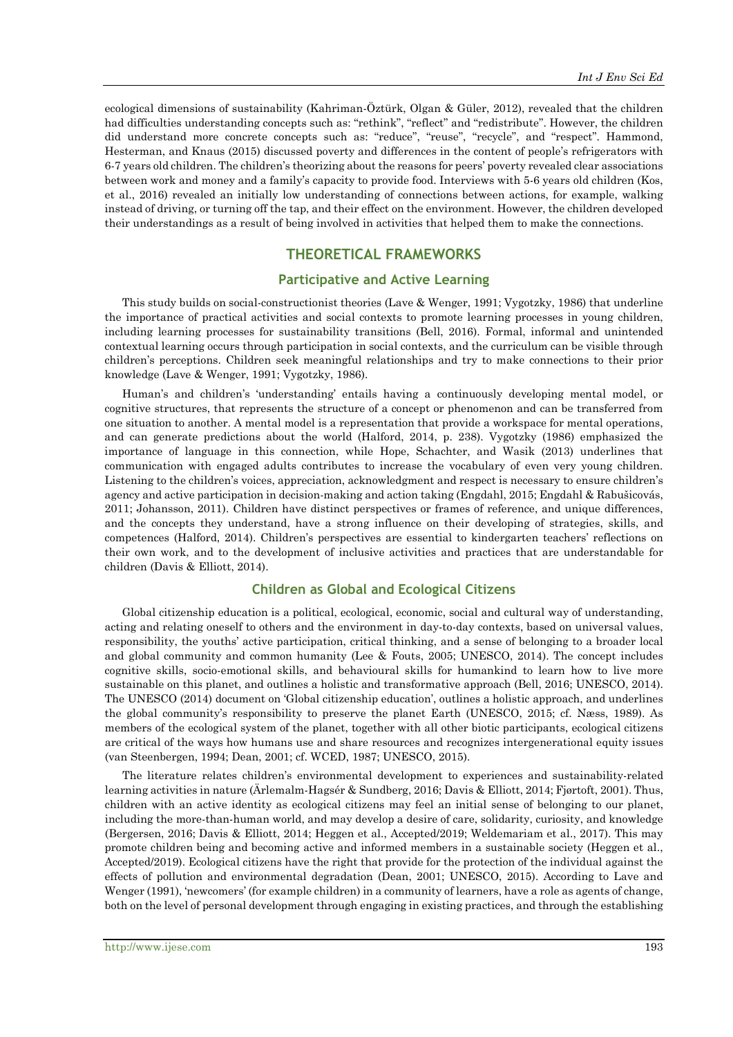ecological dimensions of sustainability (Kahriman-Öztürk, Olgan & Güler, 2012), revealed that the children had difficulties understanding concepts such as: "rethink", "reflect" and "redistribute". However, the children did understand more concrete concepts such as: "reduce", "reuse", "recycle", and "respect". Hammond, Hesterman, and Knaus (2015) discussed poverty and differences in the content of people's refrigerators with 6-7 years old children. The children's theorizing about the reasons for peers' poverty revealed clear associations between work and money and a family's capacity to provide food. Interviews with 5-6 years old children (Kos, et al., 2016) revealed an initially low understanding of connections between actions, for example, walking instead of driving, or turning off the tap, and their effect on the environment. However, the children developed their understandings as a result of being involved in activities that helped them to make the connections.

## THEORETICAL FRAMEWORKS

### Participative and Active Learning

This study builds on social-constructionist theories (Lave & Wenger, 1991; Vygotzky, 1986) that underline the importance of practical activities and social contexts to promote learning processes in young children, including learning processes for sustainability transitions (Bell, 2016). Formal, informal and unintended contextual learning occurs through participation in social contexts, and the curriculum can be visible through children's perceptions. Children seek meaningful relationships and try to make connections to their prior knowledge (Lave & Wenger, 1991; Vygotzky, 1986).

Human's and children's 'understanding' entails having a continuously developing mental model, or cognitive structures, that represents the structure of a concept or phenomenon and can be transferred from one situation to another. A mental model is a representation that provide a workspace for mental operations, and can generate predictions about the world (Halford, 2014, p. 238). Vygotzky (1986) emphasized the importance of language in this connection, while Hope, Schachter, and Wasik (2013) underlines that communication with engaged adults contributes to increase the vocabulary of even very young children. Listening to the children's voices, appreciation, acknowledgment and respect is necessary to ensure children's agency and active participation in decision-making and action taking (Engdahl, 2015; Engdahl & Rabušicovás, 2011; Johansson, 2011). Children have distinct perspectives or frames of reference, and unique differences, and the concepts they understand, have a strong influence on their developing of strategies, skills, and competences (Halford, 2014). Children's perspectives are essential to kindergarten teachers' reflections on their own work, and to the development of inclusive activities and practices that are understandable for children (Davis & Elliott, 2014).

### Children as Global and Ecological Citizens

Global citizenship education is a political, ecological, economic, social and cultural way of understanding, acting and relating oneself to others and the environment in day-to-day contexts, based on universal values, responsibility, the youths' active participation, critical thinking, and a sense of belonging to a broader local and global community and common humanity (Lee & Fouts, 2005; UNESCO, 2014). The concept includes cognitive skills, socio-emotional skills, and behavioural skills for humankind to learn how to live more sustainable on this planet, and outlines a holistic and transformative approach (Bell, 2016; UNESCO, 2014). The UNESCO (2014) document on 'Global citizenship education', outlines a holistic approach, and underlines the global community's responsibility to preserve the planet Earth (UNESCO, 2015; cf. Næss, 1989). As members of the ecological system of the planet, together with all other biotic participants, ecological citizens are critical of the ways how humans use and share resources and recognizes intergenerational equity issues (van Steenbergen, 1994; Dean, 2001; cf. WCED, 1987; UNESCO, 2015).

The literature relates children's environmental development to experiences and sustainability-related learning activities in nature (Ärlemalm-Hagsér & Sundberg, 2016; Davis & Elliott, 2014; Fjørtoft, 2001). Thus, children with an active identity as ecological citizens may feel an initial sense of belonging to our planet, including the more-than-human world, and may develop a desire of care, solidarity, curiosity, and knowledge (Bergersen, 2016; Davis & Elliott, 2014; Heggen et al., Accepted/2019; Weldemariam et al., 2017). This may promote children being and becoming active and informed members in a sustainable society (Heggen et al., Accepted/2019). Ecological citizens have the right that provide for the protection of the individual against the effects of pollution and environmental degradation (Dean, 2001; UNESCO, 2015). According to Lave and Wenger (1991), 'newcomers' (for example children) in a community of learners, have a role as agents of change, both on the level of personal development through engaging in existing practices, and through the establishing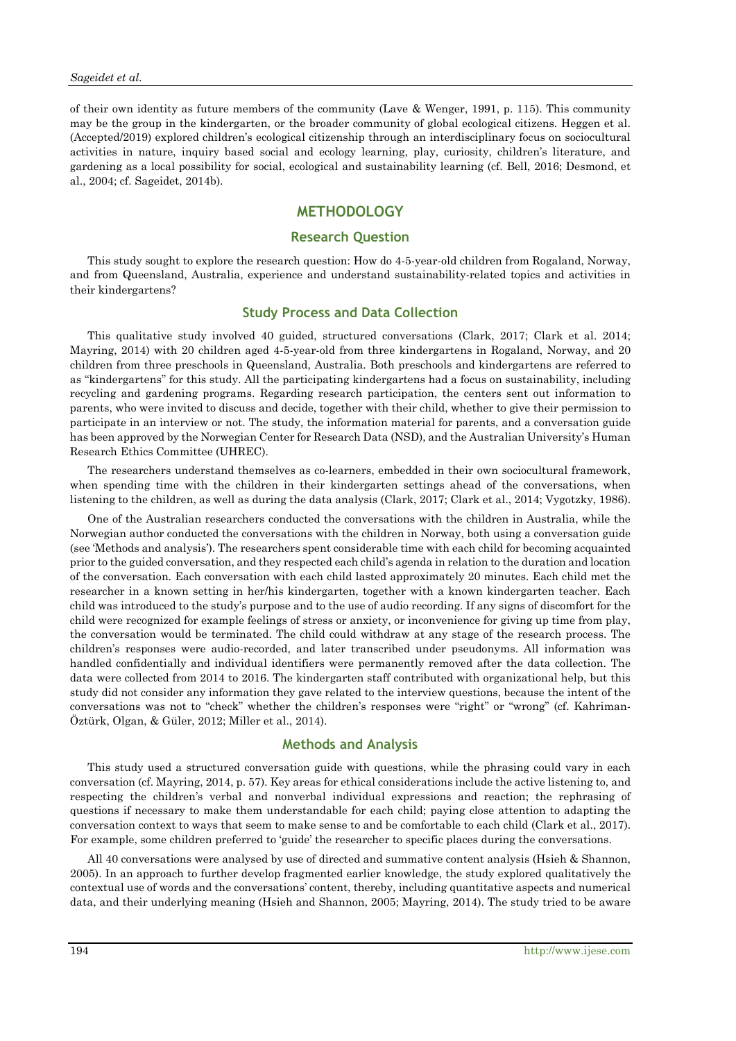of their own identity as future members of the community (Lave & Wenger, 1991, p. 115). This community may be the group in the kindergarten, or the broader community of global ecological citizens. Heggen et al. (Accepted/2019) explored children's ecological citizenship through an interdisciplinary focus on sociocultural activities in nature, inquiry based social and ecology learning, play, curiosity, children's literature, and gardening as a local possibility for social, ecological and sustainability learning (cf. Bell, 2016; Desmond, et al., 2004; cf. Sageidet, 2014b).

## METHODOLOGY

### Research Question

This study sought to explore the research question: How do 4-5-year-old children from Rogaland, Norway, and from Queensland, Australia, experience and understand sustainability-related topics and activities in their kindergartens?

### Study Process and Data Collection

This qualitative study involved 40 guided, structured conversations (Clark, 2017; Clark et al. 2014; Mayring, 2014) with 20 children aged 4-5-year-old from three kindergartens in Rogaland, Norway, and 20 children from three preschools in Queensland, Australia. Both preschools and kindergartens are referred to as "kindergartens" for this study. All the participating kindergartens had a focus on sustainability, including recycling and gardening programs. Regarding research participation, the centers sent out information to parents, who were invited to discuss and decide, together with their child, whether to give their permission to participate in an interview or not. The study, the information material for parents, and a conversation guide has been approved by the Norwegian Center for Research Data (NSD), and the Australian University's Human Research Ethics Committee (UHREC).

The researchers understand themselves as co-learners, embedded in their own sociocultural framework, when spending time with the children in their kindergarten settings ahead of the conversations, when listening to the children, as well as during the data analysis (Clark, 2017; Clark et al., 2014; Vygotzky, 1986).

One of the Australian researchers conducted the conversations with the children in Australia, while the Norwegian author conducted the conversations with the children in Norway, both using a conversation guide (see 'Methods and analysis'). The researchers spent considerable time with each child for becoming acquainted prior to the guided conversation, and they respected each child's agenda in relation to the duration and location of the conversation. Each conversation with each child lasted approximately 20 minutes. Each child met the researcher in a known setting in her/his kindergarten, together with a known kindergarten teacher. Each child was introduced to the study's purpose and to the use of audio recording. If any signs of discomfort for the child were recognized for example feelings of stress or anxiety, or inconvenience for giving up time from play, the conversation would be terminated. The child could withdraw at any stage of the research process. The children's responses were audio-recorded, and later transcribed under pseudonyms. All information was handled confidentially and individual identifiers were permanently removed after the data collection. The data were collected from 2014 to 2016. The kindergarten staff contributed with organizational help, but this study did not consider any information they gave related to the interview questions, because the intent of the conversations was not to "check" whether the children's responses were "right" or "wrong" (cf. Kahriman-Öztürk, Olgan, & Güler, 2012; Miller et al., 2014).

### Methods and Analysis

This study used a structured conversation guide with questions, while the phrasing could vary in each conversation (cf. Mayring, 2014, p. 57). Key areas for ethical considerations include the active listening to, and respecting the children's verbal and nonverbal individual expressions and reaction; the rephrasing of questions if necessary to make them understandable for each child; paying close attention to adapting the conversation context to ways that seem to make sense to and be comfortable to each child (Clark et al., 2017). For example, some children preferred to 'guide' the researcher to specific places during the conversations.

All 40 conversations were analysed by use of directed and summative content analysis (Hsieh & Shannon, 2005). In an approach to further develop fragmented earlier knowledge, the study explored qualitatively the contextual use of words and the conversations' content, thereby, including quantitative aspects and numerical data, and their underlying meaning (Hsieh and Shannon, 2005; Mayring, 2014). The study tried to be aware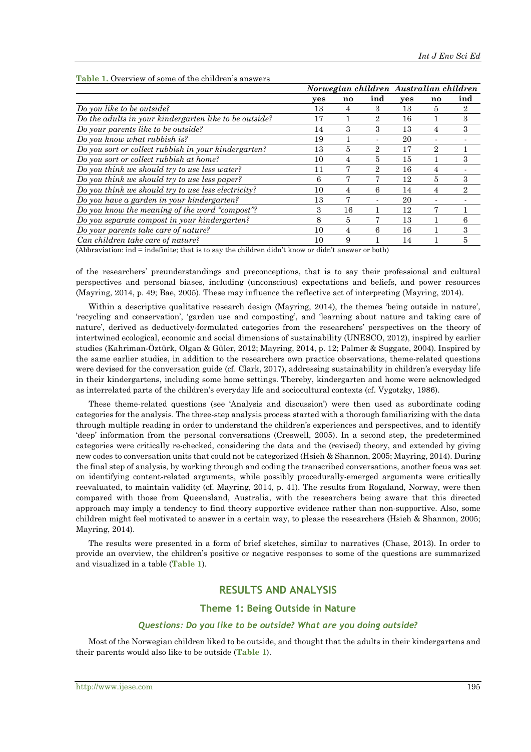**Table 1.** Overview of some of the children's answers

| | *Norwegian children* | | | *Australian children* | | |
|---|---|---|---|---|---|---|
| | **yes** | **no** | **ind** | **yes** | **no** | **ind** |
| *Do you like to be outside?* | 13 | 4 | 3 | 13 | 5 | 2 |
| *Do the adults in your kindergarten like to be outside?* | 17 | 1 | 2 | 16 | 1 | 3 |
| *Do your parents like to be outside?* | 14 | 3 | 3 | 13 | 4 | 3 |
| *Do you know what rubbish is?* | 19 | 1 | - | 20 | - | - |
| *Do you sort or collect rubbish in your kindergarten?* | 13 | 5 | 2 | 17 | 2 | 1 |
| *Do you sort or collect rubbish at home?* | 10 | 4 | 5 | 15 | 1 | 3 |
| *Do you think we should try to use less water?* | 11 | 7 | 2 | 16 | 4 | - |
| *Do you think we should try to use less paper?* | 6 | 7 | 7 | 12 | 5 | 3 |
| *Do you think we should try to use less electricity?* | 10 | 4 | 6 | 14 | 4 | 2 |
| *Do you have a garden in your kindergarten?* | 13 | 7 | - | 20 | - | - |
| *Do you know the meaning of the word "compost"?* | 3 | 16 | 1 | 12 | 7 | 1 |
| *Do you separate compost in your kindergarten?* | 8 | 5 | 7 | 13 | 1 | 6 |
| *Do your parents take care of nature?* | 10 | 4 | 6 | 16 | 1 | 3 |
| *Can children take care of nature?* | 10 | 9 | 1 | 14 | 1 | 5 |

(Abbreviation: ind = indefinite; that is to say the children didn't know or didn't answer or both)

of the researchers' preunderstandings and preconceptions, that is to say their professional and cultural perspectives and personal biases, including (unconscious) expectations and beliefs, and power resources (Mayring, 2014, p. 49; Bae, 2005). These may influence the reflective act of interpreting (Mayring, 2014).

Within a descriptive qualitative research design (Mayring, 2014), the themes 'being outside in nature', 'recycling and conservation', 'garden use and composting', and 'learning about nature and taking care of nature', derived as deductively-formulated categories from the researchers' perspectives on the theory of intertwined ecological, economic and social dimensions of sustainability (UNESCO, 2012), inspired by earlier studies (Kahriman-Öztürk, Olgan & Güler, 2012; Mayring, 2014, p. 12; Palmer & Suggate, 2004). Inspired by the same earlier studies, in addition to the researchers own practice observations, theme-related questions were devised for the conversation guide (cf. Clark, 2017), addressing sustainability in children's everyday life in their kindergartens, including some home settings. Thereby, kindergarten and home were acknowledged as interrelated parts of the children's everyday life and sociocultural contexts (cf. Vygotzky, 1986).

These theme-related questions (see 'Analysis and discussion') were then used as subordinate coding categories for the analysis. The three-step analysis process started with a thorough familiarizing with the data through multiple reading in order to understand the children's experiences and perspectives, and to identify 'deep' information from the personal conversations (Creswell, 2005). In a second step, the predetermined categories were critically re-checked, considering the data and the (revised) theory, and extended by giving new codes to conversation units that could not be categorized (Hsieh & Shannon, 2005; Mayring, 2014). During the final step of analysis, by working through and coding the transcribed conversations, another focus was set on identifying content-related arguments, while possibly procedurally-emerged arguments were critically reevaluated, to maintain validity (cf. Mayring, 2014, p. 41). The results from Rogaland, Norway, were then compared with those from Queensland, Australia, with the researchers being aware that this directed approach may imply a tendency to find theory supportive evidence rather than non-supportive. Also, some children might feel motivated to answer in a certain way, to please the researchers (Hsieh & Shannon, 2005; Mayring, 2014).

The results were presented in a form of brief sketches, similar to narratives (Chase, 2013). In order to provide an overview, the children's positive or negative responses to some of the questions are summarized and visualized in a table (**Table 1**).

## RESULTS AND ANALYSIS

### Theme 1: Being Outside in Nature

#### *Questions: Do you like to be outside? What are you doing outside?*

Most of the Norwegian children liked to be outside, and thought that the adults in their kindergartens and their parents would also like to be outside (**Table 1**).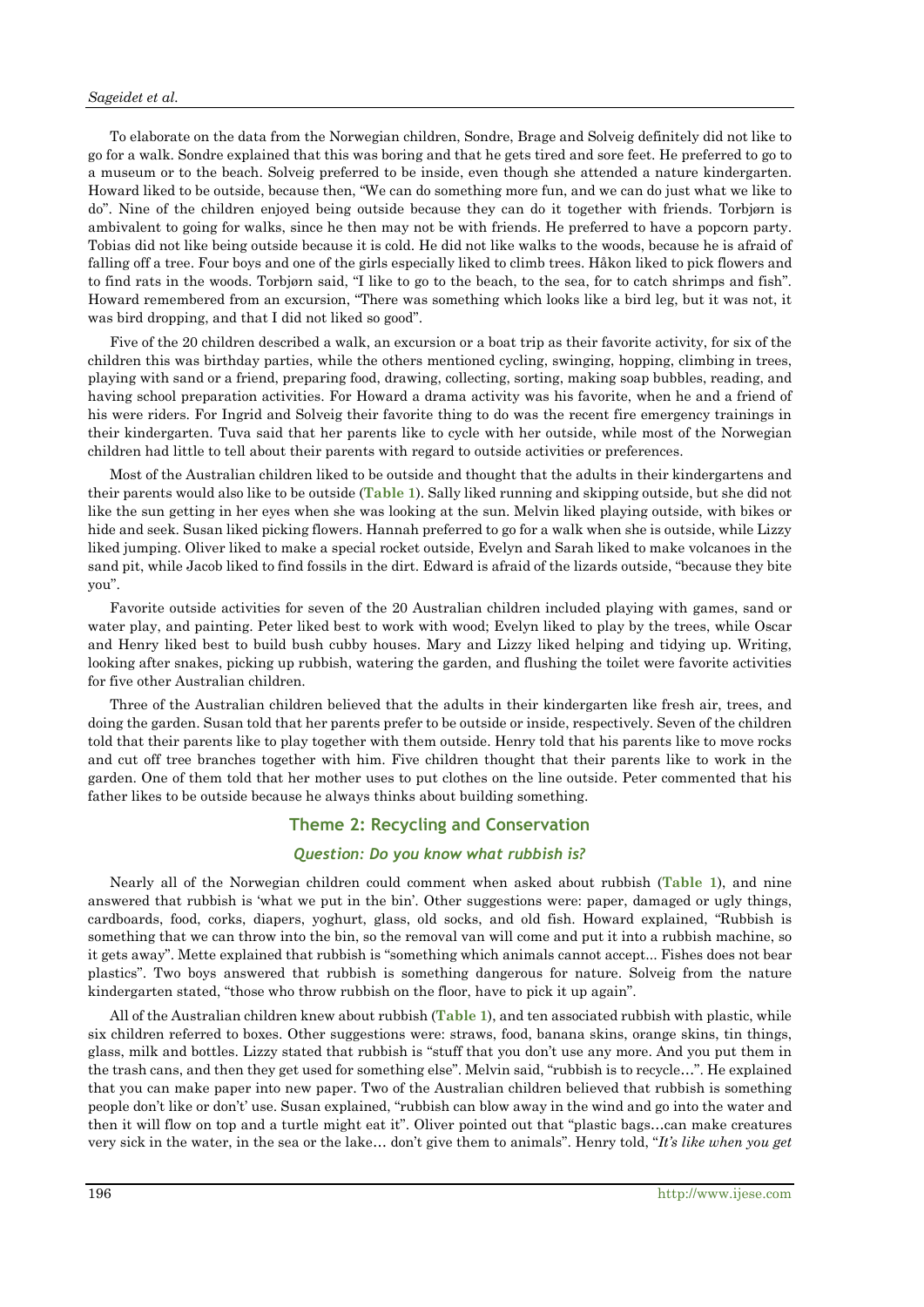To elaborate on the data from the Norwegian children, Sondre, Brage and Solveig definitely did not like to go for a walk. Sondre explained that this was boring and that he gets tired and sore feet. He preferred to go to a museum or to the beach. Solveig preferred to be inside, even though she attended a nature kindergarten. Howard liked to be outside, because then, "We can do something more fun, and we can do just what we like to do". Nine of the children enjoyed being outside because they can do it together with friends. Torbjørn is ambivalent to going for walks, since he then may not be with friends. He preferred to have a popcorn party. Tobias did not like being outside because it is cold. He did not like walks to the woods, because he is afraid of falling off a tree. Four boys and one of the girls especially liked to climb trees. Håkon liked to pick flowers and to find rats in the woods. Torbjørn said, "I like to go to the beach, to the sea, for to catch shrimps and fish". Howard remembered from an excursion, "There was something which looks like a bird leg, but it was not, it was bird dropping, and that I did not liked so good".

Five of the 20 children described a walk, an excursion or a boat trip as their favorite activity, for six of the children this was birthday parties, while the others mentioned cycling, swinging, hopping, climbing in trees, playing with sand or a friend, preparing food, drawing, collecting, sorting, making soap bubbles, reading, and having school preparation activities. For Howard a drama activity was his favorite, when he and a friend of his were riders. For Ingrid and Solveig their favorite thing to do was the recent fire emergency trainings in their kindergarten. Tuva said that her parents like to cycle with her outside, while most of the Norwegian children had little to tell about their parents with regard to outside activities or preferences.

Most of the Australian children liked to be outside and thought that the adults in their kindergartens and their parents would also like to be outside (**Table 1**). Sally liked running and skipping outside, but she did not like the sun getting in her eyes when she was looking at the sun. Melvin liked playing outside, with bikes or hide and seek. Susan liked picking flowers. Hannah preferred to go for a walk when she is outside, while Lizzy liked jumping. Oliver liked to make a special rocket outside, Evelyn and Sarah liked to make volcanoes in the sand pit, while Jacob liked to find fossils in the dirt. Edward is afraid of the lizards outside, "because they bite you".

Favorite outside activities for seven of the 20 Australian children included playing with games, sand or water play, and painting. Peter liked best to work with wood; Evelyn liked to play by the trees, while Oscar and Henry liked best to build bush cubby houses. Mary and Lizzy liked helping and tidying up. Writing, looking after snakes, picking up rubbish, watering the garden, and flushing the toilet were favorite activities for five other Australian children.

Three of the Australian children believed that the adults in their kindergarten like fresh air, trees, and doing the garden. Susan told that her parents prefer to be outside or inside, respectively. Seven of the children told that their parents like to play together with them outside. Henry told that his parents like to move rocks and cut off tree branches together with him. Five children thought that their parents like to work in the garden. One of them told that her mother uses to put clothes on the line outside. Peter commented that his father likes to be outside because he always thinks about building something.

## Theme 2: Recycling and Conservation

### *Question: Do you know what rubbish is?*

Nearly all of the Norwegian children could comment when asked about rubbish (**Table 1**), and nine answered that rubbish is 'what we put in the bin'. Other suggestions were: paper, damaged or ugly things, cardboards, food, corks, diapers, yoghurt, glass, old socks, and old fish. Howard explained, "Rubbish is something that we can throw into the bin, so the removal van will come and put it into a rubbish machine, so it gets away". Mette explained that rubbish is "something which animals cannot accept... Fishes does not bear plastics". Two boys answered that rubbish is something dangerous for nature. Solveig from the nature kindergarten stated, "those who throw rubbish on the floor, have to pick it up again".

All of the Australian children knew about rubbish (**Table 1**), and ten associated rubbish with plastic, while six children referred to boxes. Other suggestions were: straws, food, banana skins, orange skins, tin things, glass, milk and bottles. Lizzy stated that rubbish is "stuff that you don't use any more. And you put them in the trash cans, and then they get used for something else". Melvin said, "rubbish is to recycle…". He explained that you can make paper into new paper. Two of the Australian children believed that rubbish is something people don't like or don't' use. Susan explained, "rubbish can blow away in the wind and go into the water and then it will flow on top and a turtle might eat it". Oliver pointed out that "plastic bags…can make creatures very sick in the water, in the sea or the lake… don't give them to animals". Henry told, "*It's like when you get*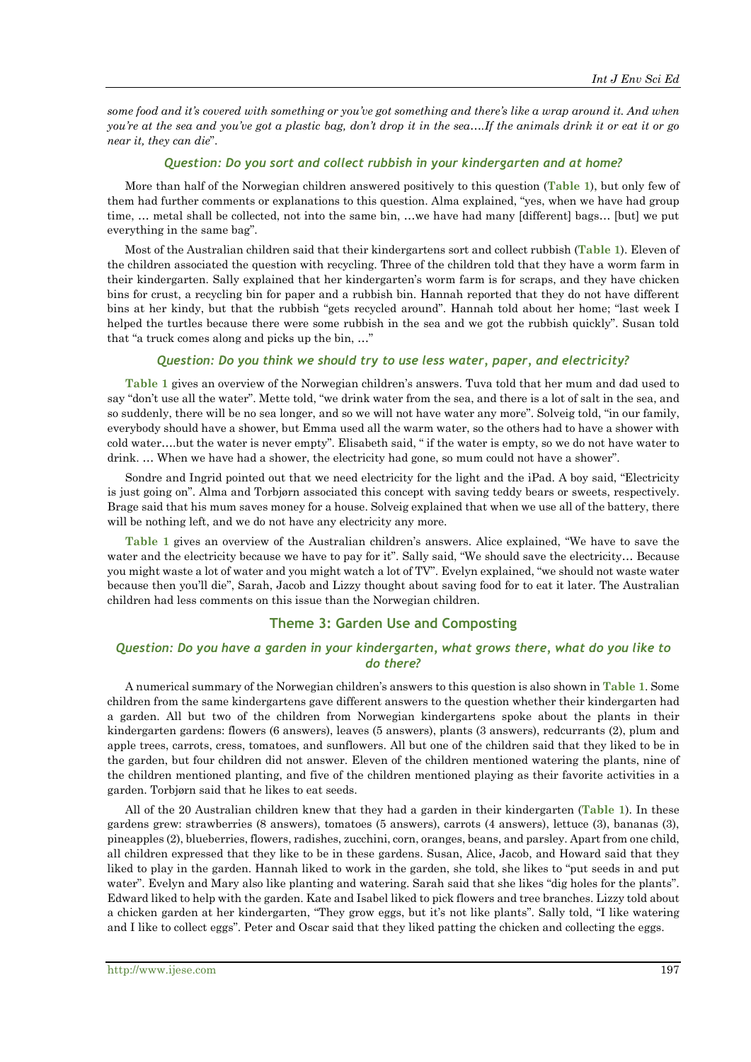*some food and it's covered with something or you've got something and there's like a wrap around it. And when you're at the sea and you've got a plastic bag, don't drop it in the sea….If the animals drink it or eat it or go near it, they can die*".

### *Question: Do you sort and collect rubbish in your kindergarten and at home?*

More than half of the Norwegian children answered positively to this question (**Table 1**), but only few of them had further comments or explanations to this question. Alma explained, "yes, when we have had group time, … metal shall be collected, not into the same bin, …we have had many [different] bags… [but] we put everything in the same bag".

Most of the Australian children said that their kindergartens sort and collect rubbish (**Table 1**). Eleven of the children associated the question with recycling. Three of the children told that they have a worm farm in their kindergarten. Sally explained that her kindergarten's worm farm is for scraps, and they have chicken bins for crust, a recycling bin for paper and a rubbish bin. Hannah reported that they do not have different bins at her kindy, but that the rubbish "gets recycled around". Hannah told about her home; "last week I helped the turtles because there were some rubbish in the sea and we got the rubbish quickly". Susan told that "a truck comes along and picks up the bin, …"

### *Question: Do you think we should try to use less water, paper, and electricity?*

**Table 1** gives an overview of the Norwegian children's answers. Tuva told that her mum and dad used to say "don't use all the water". Mette told, "we drink water from the sea, and there is a lot of salt in the sea, and so suddenly, there will be no sea longer, and so we will not have water any more". Solveig told, "in our family, everybody should have a shower, but Emma used all the warm water, so the others had to have a shower with cold water….but the water is never empty". Elisabeth said, " if the water is empty, so we do not have water to drink. … When we have had a shower, the electricity had gone, so mum could not have a shower".

Sondre and Ingrid pointed out that we need electricity for the light and the iPad. A boy said, "Electricity is just going on". Alma and Torbjørn associated this concept with saving teddy bears or sweets, respectively. Brage said that his mum saves money for a house. Solveig explained that when we use all of the battery, there will be nothing left, and we do not have any electricity any more.

**Table 1** gives an overview of the Australian children's answers. Alice explained, "We have to save the water and the electricity because we have to pay for it". Sally said, "We should save the electricity… Because you might waste a lot of water and you might watch a lot of TV". Evelyn explained, "we should not waste water because then you'll die", Sarah, Jacob and Lizzy thought about saving food for to eat it later. The Australian children had less comments on this issue than the Norwegian children.

## Theme 3: Garden Use and Composting

### *Question: Do you have a garden in your kindergarten, what grows there, what do you like to do there?*

A numerical summary of the Norwegian children's answers to this question is also shown in **Table 1**. Some children from the same kindergartens gave different answers to the question whether their kindergarten had a garden. All but two of the children from Norwegian kindergartens spoke about the plants in their kindergarten gardens: flowers (6 answers), leaves (5 answers), plants (3 answers), redcurrants (2), plum and apple trees, carrots, cress, tomatoes, and sunflowers. All but one of the children said that they liked to be in the garden, but four children did not answer. Eleven of the children mentioned watering the plants, nine of the children mentioned planting, and five of the children mentioned playing as their favorite activities in a garden. Torbjørn said that he likes to eat seeds.

All of the 20 Australian children knew that they had a garden in their kindergarten (**Table 1**). In these gardens grew: strawberries (8 answers), tomatoes (5 answers), carrots (4 answers), lettuce (3), bananas (3), pineapples (2), blueberries, flowers, radishes, zucchini, corn, oranges, beans, and parsley. Apart from one child, all children expressed that they like to be in these gardens. Susan, Alice, Jacob, and Howard said that they liked to play in the garden. Hannah liked to work in the garden, she told, she likes to "put seeds in and put water". Evelyn and Mary also like planting and watering. Sarah said that she likes "dig holes for the plants". Edward liked to help with the garden. Kate and Isabel liked to pick flowers and tree branches. Lizzy told about a chicken garden at her kindergarten, "They grow eggs, but it's not like plants". Sally told, "I like watering and I like to collect eggs". Peter and Oscar said that they liked patting the chicken and collecting the eggs.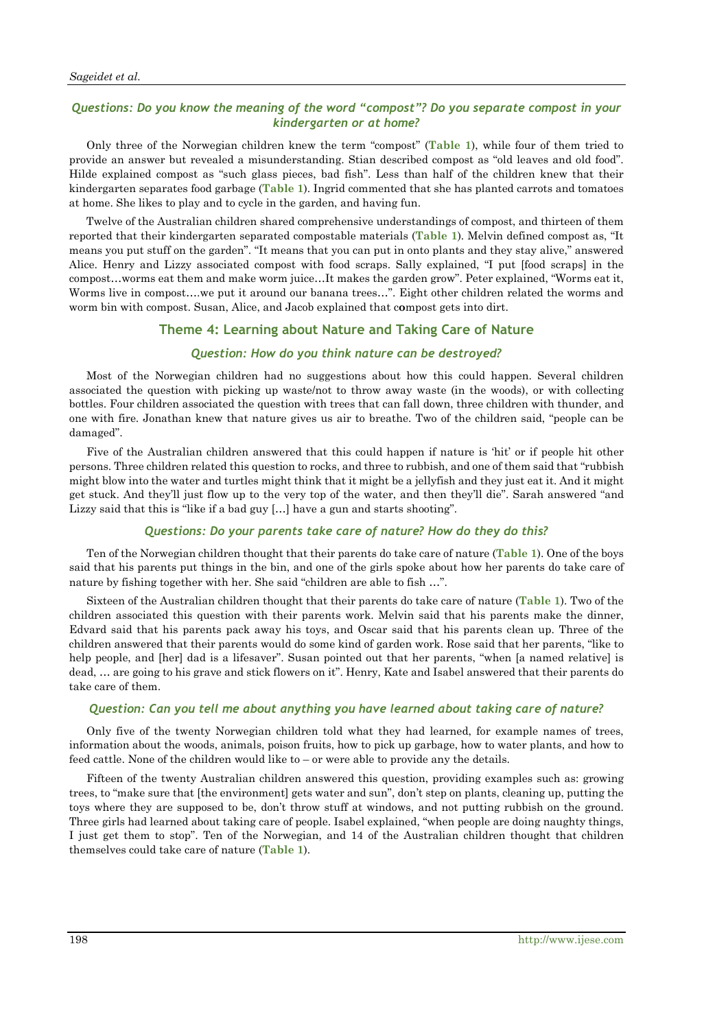### *Questions: Do you know the meaning of the word "compost"? Do you separate compost in your kindergarten or at home?*

Only three of the Norwegian children knew the term "compost" (**Table 1**), while four of them tried to provide an answer but revealed a misunderstanding. Stian described compost as "old leaves and old food". Hilde explained compost as "such glass pieces, bad fish". Less than half of the children knew that their kindergarten separates food garbage (**Table 1**). Ingrid commented that she has planted carrots and tomatoes at home. She likes to play and to cycle in the garden, and having fun.

Twelve of the Australian children shared comprehensive understandings of compost, and thirteen of them reported that their kindergarten separated compostable materials (**Table 1**). Melvin defined compost as, "It means you put stuff on the garden". "It means that you can put in onto plants and they stay alive," answered Alice. Henry and Lizzy associated compost with food scraps. Sally explained, "I put [food scraps] in the compost…worms eat them and make worm juice…It makes the garden grow". Peter explained, "Worms eat it, Worms live in compost….we put it around our banana trees…". Eight other children related the worms and worm bin with compost. Susan, Alice, and Jacob explained that compost gets into dirt.

## Theme 4: Learning about Nature and Taking Care of Nature

### *Question: How do you think nature can be destroyed?*

Most of the Norwegian children had no suggestions about how this could happen. Several children associated the question with picking up waste/not to throw away waste (in the woods), or with collecting bottles. Four children associated the question with trees that can fall down, three children with thunder, and one with fire. Jonathan knew that nature gives us air to breathe. Two of the children said, "people can be damaged".

Five of the Australian children answered that this could happen if nature is 'hit' or if people hit other persons. Three children related this question to rocks, and three to rubbish, and one of them said that "rubbish might blow into the water and turtles might think that it might be a jellyfish and they just eat it. And it might get stuck. And they'll just flow up to the very top of the water, and then they'll die". Sarah answered "and Lizzy said that this is "like if a bad guy […] have a gun and starts shooting".

### *Questions: Do your parents take care of nature? How do they do this?*

Ten of the Norwegian children thought that their parents do take care of nature (**Table 1**). One of the boys said that his parents put things in the bin, and one of the girls spoke about how her parents do take care of nature by fishing together with her. She said "children are able to fish …".

Sixteen of the Australian children thought that their parents do take care of nature (**Table 1**). Two of the children associated this question with their parents work. Melvin said that his parents make the dinner, Edvard said that his parents pack away his toys, and Oscar said that his parents clean up. Three of the children answered that their parents would do some kind of garden work. Rose said that her parents, "like to help people, and [her] dad is a lifesaver". Susan pointed out that her parents, "when [a named relative] is dead, … are going to his grave and stick flowers on it". Henry, Kate and Isabel answered that their parents do take care of them.

### *Question: Can you tell me about anything you have learned about taking care of nature?*

Only five of the twenty Norwegian children told what they had learned, for example names of trees, information about the woods, animals, poison fruits, how to pick up garbage, how to water plants, and how to feed cattle. None of the children would like to – or were able to provide any the details.

Fifteen of the twenty Australian children answered this question, providing examples such as: growing trees, to "make sure that [the environment] gets water and sun", don't step on plants, cleaning up, putting the toys where they are supposed to be, don't throw stuff at windows, and not putting rubbish on the ground. Three girls had learned about taking care of people. Isabel explained, "when people are doing naughty things, I just get them to stop". Ten of the Norwegian, and 14 of the Australian children thought that children themselves could take care of nature (**Table 1**).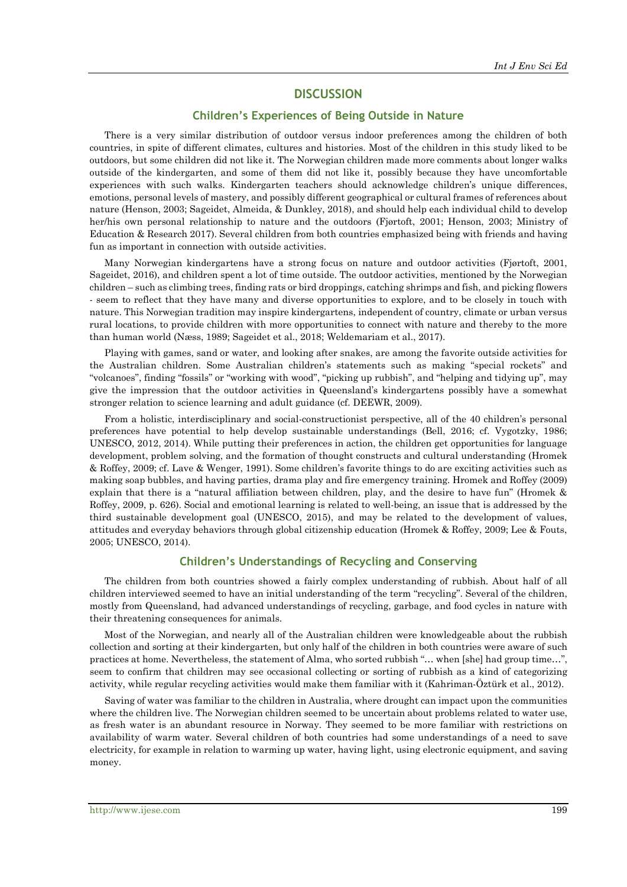## DISCUSSION

### Children's Experiences of Being Outside in Nature

There is a very similar distribution of outdoor versus indoor preferences among the children of both countries, in spite of different climates, cultures and histories. Most of the children in this study liked to be outdoors, but some children did not like it. The Norwegian children made more comments about longer walks outside of the kindergarten, and some of them did not like it, possibly because they have uncomfortable experiences with such walks. Kindergarten teachers should acknowledge children's unique differences, emotions, personal levels of mastery, and possibly different geographical or cultural frames of references about nature (Henson, 2003; Sageidet, Almeida, & Dunkley, 2018), and should help each individual child to develop her/his own personal relationship to nature and the outdoors (Fjørtoft, 2001; Henson, 2003; Ministry of Education & Research 2017). Several children from both countries emphasized being with friends and having fun as important in connection with outside activities.

Many Norwegian kindergartens have a strong focus on nature and outdoor activities (Fjørtoft, 2001, Sageidet, 2016), and children spent a lot of time outside. The outdoor activities, mentioned by the Norwegian children – such as climbing trees, finding rats or bird droppings, catching shrimps and fish, and picking flowers - seem to reflect that they have many and diverse opportunities to explore, and to be closely in touch with nature. This Norwegian tradition may inspire kindergartens, independent of country, climate or urban versus rural locations, to provide children with more opportunities to connect with nature and thereby to the more than human world (Næss, 1989; Sageidet et al., 2018; Weldemariam et al., 2017).

Playing with games, sand or water, and looking after snakes, are among the favorite outside activities for the Australian children. Some Australian children's statements such as making "special rockets" and "volcanoes", finding "fossils" or "working with wood", "picking up rubbish", and "helping and tidying up", may give the impression that the outdoor activities in Queensland's kindergartens possibly have a somewhat stronger relation to science learning and adult guidance (cf. DEEWR, 2009).

From a holistic, interdisciplinary and social-constructionist perspective, all of the 40 children's personal preferences have potential to help develop sustainable understandings (Bell, 2016; cf. Vygotzky, 1986; UNESCO, 2012, 2014). While putting their preferences in action, the children get opportunities for language development, problem solving, and the formation of thought constructs and cultural understanding (Hromek & Roffey, 2009; cf. Lave & Wenger, 1991). Some children's favorite things to do are exciting activities such as making soap bubbles, and having parties, drama play and fire emergency training. Hromek and Roffey (2009) explain that there is a "natural affiliation between children, play, and the desire to have fun" (Hromek & Roffey, 2009, p. 626). Social and emotional learning is related to well-being, an issue that is addressed by the third sustainable development goal (UNESCO, 2015), and may be related to the development of values, attitudes and everyday behaviors through global citizenship education (Hromek & Roffey, 2009; Lee & Fouts, 2005; UNESCO, 2014).

### Children's Understandings of Recycling and Conserving

The children from both countries showed a fairly complex understanding of rubbish. About half of all children interviewed seemed to have an initial understanding of the term "recycling". Several of the children, mostly from Queensland, had advanced understandings of recycling, garbage, and food cycles in nature with their threatening consequences for animals.

Most of the Norwegian, and nearly all of the Australian children were knowledgeable about the rubbish collection and sorting at their kindergarten, but only half of the children in both countries were aware of such practices at home. Nevertheless, the statement of Alma, who sorted rubbish "… when [she] had group time…", seem to confirm that children may see occasional collecting or sorting of rubbish as a kind of categorizing activity, while regular recycling activities would make them familiar with it (Kahriman-Öztürk et al., 2012).

Saving of water was familiar to the children in Australia, where drought can impact upon the communities where the children live. The Norwegian children seemed to be uncertain about problems related to water use, as fresh water is an abundant resource in Norway. They seemed to be more familiar with restrictions on availability of warm water. Several children of both countries had some understandings of a need to save electricity, for example in relation to warming up water, having light, using electronic equipment, and saving money.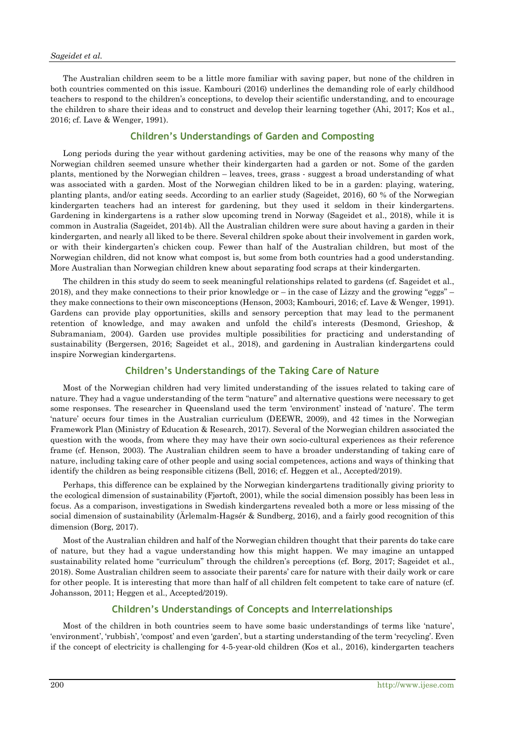The Australian children seem to be a little more familiar with saving paper, but none of the children in both countries commented on this issue. Kambouri (2016) underlines the demanding role of early childhood teachers to respond to the children's conceptions, to develop their scientific understanding, and to encourage the children to share their ideas and to construct and develop their learning together (Ahi, 2017; Kos et al., 2016; cf. Lave & Wenger, 1991).

## Children's Understandings of Garden and Composting

Long periods during the year without gardening activities, may be one of the reasons why many of the Norwegian children seemed unsure whether their kindergarten had a garden or not. Some of the garden plants, mentioned by the Norwegian children – leaves, trees, grass - suggest a broad understanding of what was associated with a garden. Most of the Norwegian children liked to be in a garden: playing, watering, planting plants, and/or eating seeds. According to an earlier study (Sageidet, 2016), 60 % of the Norwegian kindergarten teachers had an interest for gardening, but they used it seldom in their kindergartens. Gardening in kindergartens is a rather slow upcoming trend in Norway (Sageidet et al., 2018), while it is common in Australia (Sageidet, 2014b). All the Australian children were sure about having a garden in their kindergarten, and nearly all liked to be there. Several children spoke about their involvement in garden work, or with their kindergarten's chicken coup. Fewer than half of the Australian children, but most of the Norwegian children, did not know what compost is, but some from both countries had a good understanding. More Australian than Norwegian children knew about separating food scraps at their kindergarten.

The children in this study do seem to seek meaningful relationships related to gardens (cf. Sageidet et al., 2018), and they make connections to their prior knowledge or – in the case of Lizzy and the growing "eggs" – they make connections to their own misconceptions (Henson, 2003; Kambouri, 2016; cf. Lave & Wenger, 1991). Gardens can provide play opportunities, skills and sensory perception that may lead to the permanent retention of knowledge, and may awaken and unfold the child's interests (Desmond, Grieshop, & Subramaniam, 2004). Garden use provides multiple possibilities for practicing and understanding of sustainability (Bergersen, 2016; Sageidet et al., 2018), and gardening in Australian kindergartens could inspire Norwegian kindergartens.

## Children's Understandings of the Taking Care of Nature

Most of the Norwegian children had very limited understanding of the issues related to taking care of nature. They had a vague understanding of the term "nature" and alternative questions were necessary to get some responses. The researcher in Queensland used the term 'environment' instead of 'nature'. The term 'nature' occurs four times in the Australian curriculum (DEEWR, 2009), and 42 times in the Norwegian Framework Plan (Ministry of Education & Research, 2017). Several of the Norwegian children associated the question with the woods, from where they may have their own socio-cultural experiences as their reference frame (cf. Henson, 2003). The Australian children seem to have a broader understanding of taking care of nature, including taking care of other people and using social competences, actions and ways of thinking that identify the children as being responsible citizens (Bell, 2016; cf. Heggen et al., Accepted/2019).

Perhaps, this difference can be explained by the Norwegian kindergartens traditionally giving priority to the ecological dimension of sustainability (Fjørtoft, 2001), while the social dimension possibly has been less in focus. As a comparison, investigations in Swedish kindergartens revealed both a more or less missing of the social dimension of sustainability (Ärlemalm-Hagsér & Sundberg, 2016), and a fairly good recognition of this dimension (Borg, 2017).

Most of the Australian children and half of the Norwegian children thought that their parents do take care of nature, but they had a vague understanding how this might happen. We may imagine an untapped sustainability related home "curriculum" through the children's perceptions (cf. Borg, 2017; Sageidet et al., 2018). Some Australian children seem to associate their parents' care for nature with their daily work or care for other people. It is interesting that more than half of all children felt competent to take care of nature (cf. Johansson, 2011; Heggen et al., Accepted/2019).

## Children's Understandings of Concepts and Interrelationships

Most of the children in both countries seem to have some basic understandings of terms like 'nature', 'environment', 'rubbish', 'compost' and even 'garden', but a starting understanding of the term 'recycling'. Even if the concept of electricity is challenging for 4-5-year-old children (Kos et al., 2016), kindergarten teachers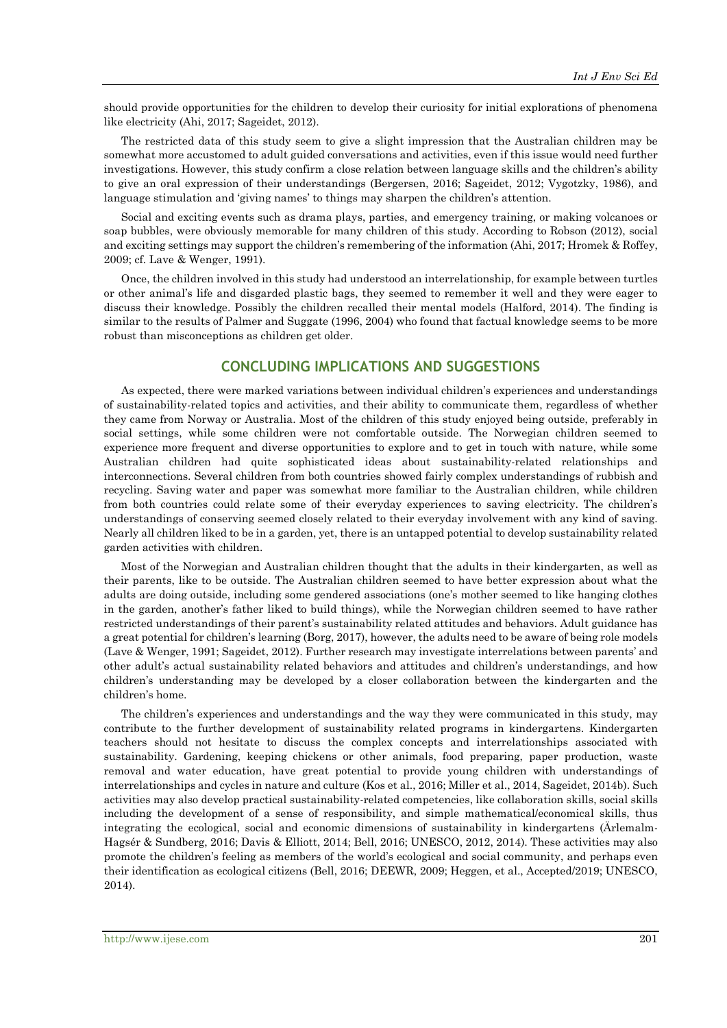should provide opportunities for the children to develop their curiosity for initial explorations of phenomena like electricity (Ahi, 2017; Sageidet, 2012).

The restricted data of this study seem to give a slight impression that the Australian children may be somewhat more accustomed to adult guided conversations and activities, even if this issue would need further investigations. However, this study confirm a close relation between language skills and the children's ability to give an oral expression of their understandings (Bergersen, 2016; Sageidet, 2012; Vygotzky, 1986), and language stimulation and 'giving names' to things may sharpen the children's attention.

Social and exciting events such as drama plays, parties, and emergency training, or making volcanoes or soap bubbles, were obviously memorable for many children of this study. According to Robson (2012), social and exciting settings may support the children's remembering of the information (Ahi, 2017; Hromek & Roffey, 2009; cf. Lave & Wenger, 1991).

Once, the children involved in this study had understood an interrelationship, for example between turtles or other animal's life and disgarded plastic bags, they seemed to remember it well and they were eager to discuss their knowledge. Possibly the children recalled their mental models (Halford, 2014). The finding is similar to the results of Palmer and Suggate (1996, 2004) who found that factual knowledge seems to be more robust than misconceptions as children get older.

## CONCLUDING IMPLICATIONS AND SUGGESTIONS

As expected, there were marked variations between individual children's experiences and understandings of sustainability-related topics and activities, and their ability to communicate them, regardless of whether they came from Norway or Australia. Most of the children of this study enjoyed being outside, preferably in social settings, while some children were not comfortable outside. The Norwegian children seemed to experience more frequent and diverse opportunities to explore and to get in touch with nature, while some Australian children had quite sophisticated ideas about sustainability-related relationships and interconnections. Several children from both countries showed fairly complex understandings of rubbish and recycling. Saving water and paper was somewhat more familiar to the Australian children, while children from both countries could relate some of their everyday experiences to saving electricity. The children's understandings of conserving seemed closely related to their everyday involvement with any kind of saving. Nearly all children liked to be in a garden, yet, there is an untapped potential to develop sustainability related garden activities with children.

Most of the Norwegian and Australian children thought that the adults in their kindergarten, as well as their parents, like to be outside. The Australian children seemed to have better expression about what the adults are doing outside, including some gendered associations (one's mother seemed to like hanging clothes in the garden, another's father liked to build things), while the Norwegian children seemed to have rather restricted understandings of their parent's sustainability related attitudes and behaviors. Adult guidance has a great potential for children's learning (Borg, 2017), however, the adults need to be aware of being role models (Lave & Wenger, 1991; Sageidet, 2012). Further research may investigate interrelations between parents' and other adult's actual sustainability related behaviors and attitudes and children's understandings, and how children's understanding may be developed by a closer collaboration between the kindergarten and the children's home.

The children's experiences and understandings and the way they were communicated in this study, may contribute to the further development of sustainability related programs in kindergartens. Kindergarten teachers should not hesitate to discuss the complex concepts and interrelationships associated with sustainability. Gardening, keeping chickens or other animals, food preparing, paper production, waste removal and water education, have great potential to provide young children with understandings of interrelationships and cycles in nature and culture (Kos et al., 2016; Miller et al., 2014, Sageidet, 2014b). Such activities may also develop practical sustainability-related competencies, like collaboration skills, social skills including the development of a sense of responsibility, and simple mathematical/economical skills, thus integrating the ecological, social and economic dimensions of sustainability in kindergartens (Ärlemalm-Hagsér & Sundberg, 2016; Davis & Elliott, 2014; Bell, 2016; UNESCO, 2012, 2014). These activities may also promote the children's feeling as members of the world's ecological and social community, and perhaps even their identification as ecological citizens (Bell, 2016; DEEWR, 2009; Heggen, et al., Accepted/2019; UNESCO, 2014).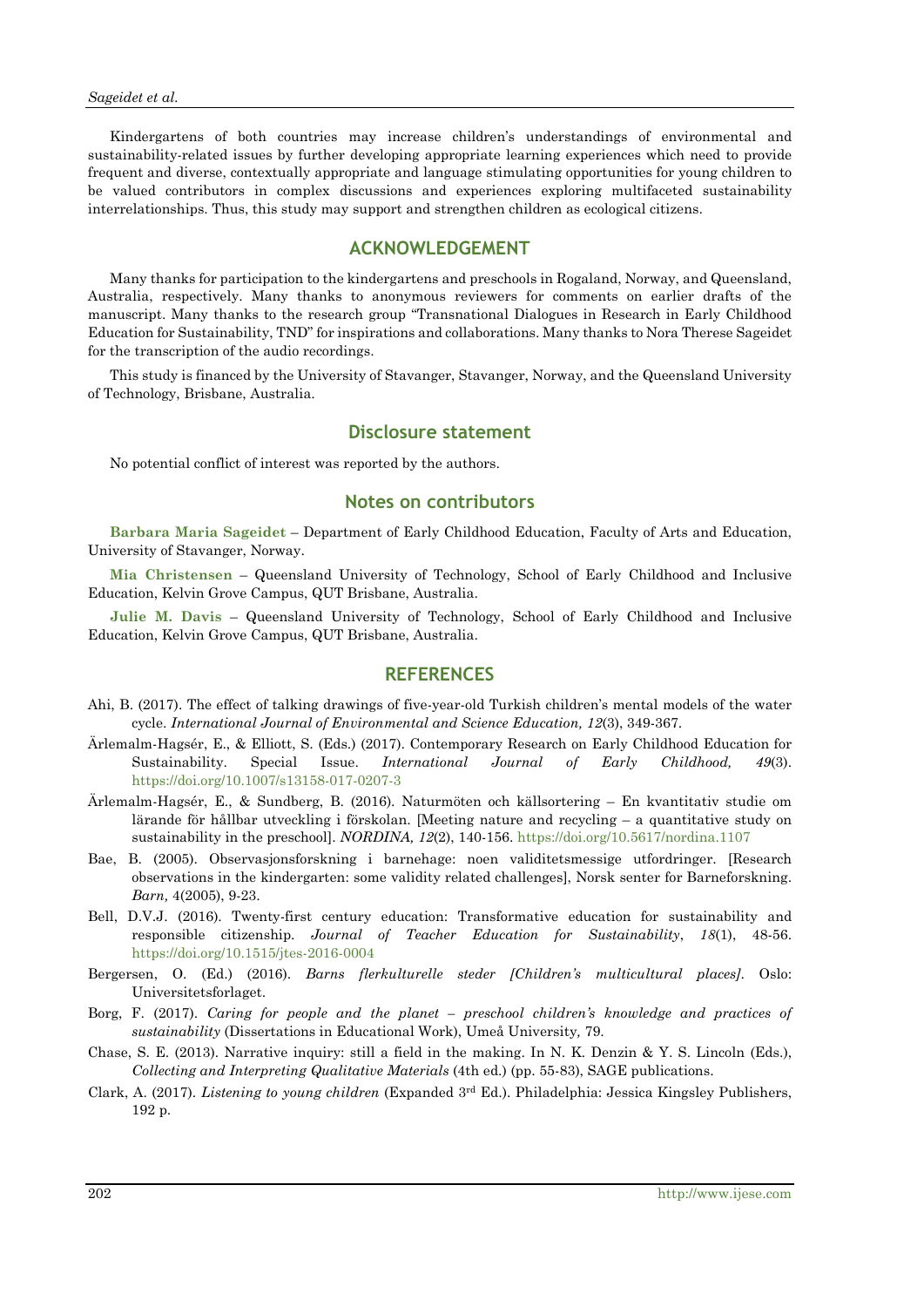Kindergartens of both countries may increase children's understandings of environmental and sustainability-related issues by further developing appropriate learning experiences which need to provide frequent and diverse, contextually appropriate and language stimulating opportunities for young children to be valued contributors in complex discussions and experiences exploring multifaceted sustainability interrelationships. Thus, this study may support and strengthen children as ecological citizens.

## ACKNOWLEDGEMENT

Many thanks for participation to the kindergartens and preschools in Rogaland, Norway, and Queensland, Australia, respectively. Many thanks to anonymous reviewers for comments on earlier drafts of the manuscript. Many thanks to the research group "Transnational Dialogues in Research in Early Childhood Education for Sustainability, TND" for inspirations and collaborations. Many thanks to Nora Therese Sageidet for the transcription of the audio recordings.

This study is financed by the University of Stavanger, Stavanger, Norway, and the Queensland University of Technology, Brisbane, Australia.

## Disclosure statement

No potential conflict of interest was reported by the authors.

## Notes on contributors

**Barbara Maria Sageidet** – Department of Early Childhood Education, Faculty of Arts and Education, University of Stavanger, Norway.

**Mia Christensen** – Queensland University of Technology, School of Early Childhood and Inclusive Education, Kelvin Grove Campus, QUT Brisbane, Australia.

**Julie M. Davis** – Queensland University of Technology, School of Early Childhood and Inclusive Education, Kelvin Grove Campus, QUT Brisbane, Australia.

## REFERENCES

Ahi, B. (2017). The effect of talking drawings of five-year-old Turkish children's mental models of the water cycle. *International Journal of Environmental and Science Education, 12*(3), 349-367.

Ärlemalm-Hagsér, E., & Elliott, S. (Eds.) (2017). Contemporary Research on Early Childhood Education for Sustainability. Special Issue. *International Journal of Early Childhood, 49*(3). https://doi.org/10.1007/s13158-017-0207-3

Ärlemalm-Hagsér, E., & Sundberg, B. (2016). Naturmöten och källsortering – En kvantitativ studie om lärande för hållbar utveckling i förskolan. [Meeting nature and recycling – a quantitative study on sustainability in the preschool]. *NORDINA, 12*(2), 140-156. https://doi.org/10.5617/nordina.1107

Bae, B. (2005). Observasjonsforskning i barnehage: noen validitetsmessige utfordringer. [Research observations in the kindergarten: some validity related challenges], Norsk senter for Barneforskning. *Barn,* 4(2005), 9-23.

Bell, D.V.J. (2016). Twenty-first century education: Transformative education for sustainability and responsible citizenship. *Journal of Teacher Education for Sustainability*, *18*(1), 48-56. https://doi.org/10.1515/jtes-2016-0004

Bergersen, O. (Ed.) (2016). *Barns flerkulturelle steder [Children's multicultural places].* Oslo: Universitetsforlaget.

Borg, F. (2017). *Caring for people and the planet – preschool children's knowledge and practices of sustainability* (Dissertations in Educational Work), Umeå University*,* 79.

Chase, S. E. (2013). Narrative inquiry: still a field in the making. In N. K. Denzin & Y. S. Lincoln (Eds.), *Collecting and Interpreting Qualitative Materials* (4th ed.) (pp. 55-83), SAGE publications.

Clark, A. (2017). *Listening to young children* (Expanded 3rd Ed.). Philadelphia: Jessica Kingsley Publishers, 192 p.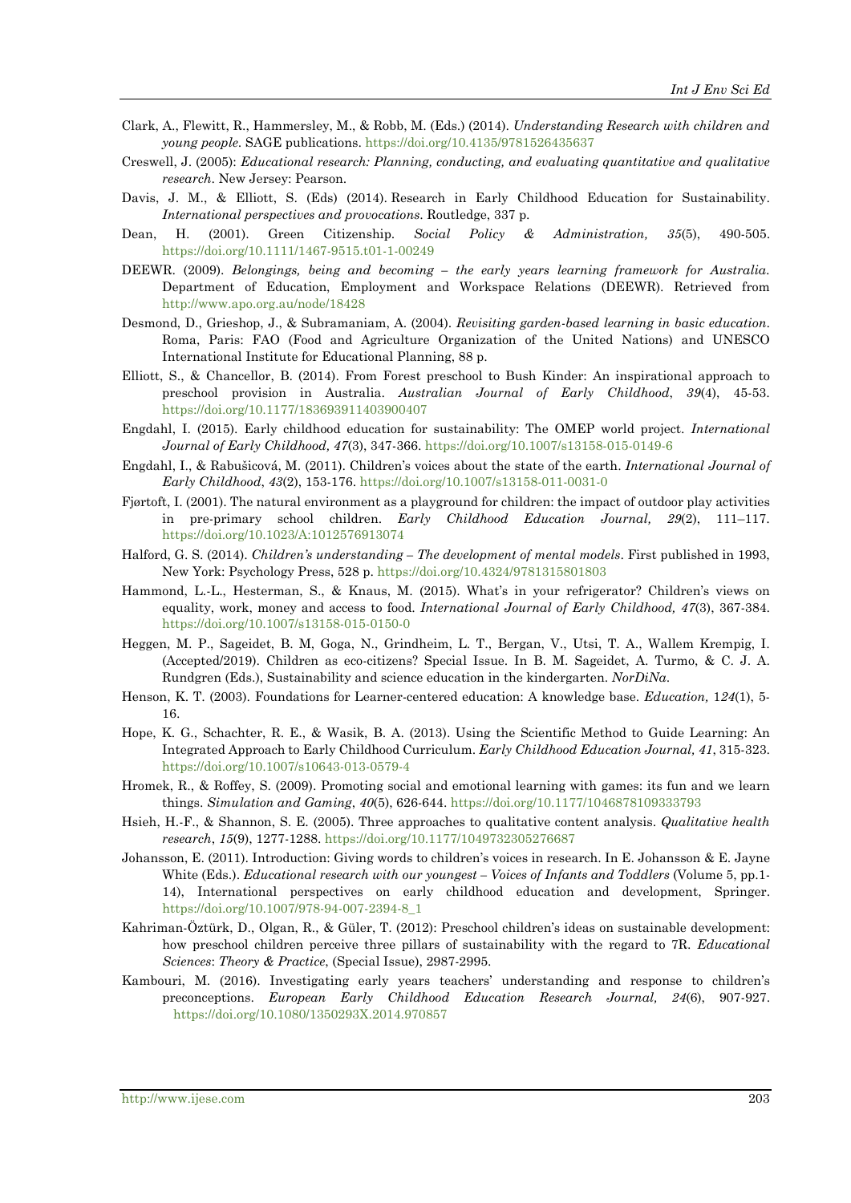Clark, A., Flewitt, R., Hammersley, M., & Robb, M. (Eds.) (2014). *Understanding Research with children and young people*. SAGE publications. https://doi.org/10.4135/9781526435637

Creswell, J. (2005): *Educational research: Planning, conducting, and evaluating quantitative and qualitative research*. New Jersey: Pearson.

Davis, J. M., & Elliott, S. (Eds) (2014). Research in Early Childhood Education for Sustainability. *International perspectives and provocations*. Routledge, 337 p.

Dean, H. (2001). Green Citizenship. *Social Policy & Administration, 35*(5), 490-505. https://doi.org/10.1111/1467-9515.t01-1-00249

DEEWR. (2009). *Belongings, being and becoming – the early years learning framework for Australia*. Department of Education, Employment and Workspace Relations (DEEWR). Retrieved from http://www.apo.org.au/node/18428

Desmond, D., Grieshop, J., & Subramaniam, A. (2004). *Revisiting garden-based learning in basic education*. Roma, Paris: FAO (Food and Agriculture Organization of the United Nations) and UNESCO International Institute for Educational Planning, 88 p.

Elliott, S., & Chancellor, B. (2014). From Forest preschool to Bush Kinder: An inspirational approach to preschool provision in Australia. *Australian Journal of Early Childhood*, *39*(4), 45-53. https://doi.org/10.1177/183693911403900407

Engdahl, I. (2015). Early childhood education for sustainability: The OMEP world project. *International Journal of Early Childhood, 47*(3), 347-366. https://doi.org/10.1007/s13158-015-0149-6

Engdahl, I., & Rabušicová, M. (2011). Children's voices about the state of the earth. *International Journal of Early Childhood*, *43*(2), 153-176. https://doi.org/10.1007/s13158-011-0031-0

Fjørtoft, I. (2001). The natural environment as a playground for children: the impact of outdoor play activities in pre-primary school children. *Early Childhood Education Journal, 29*(2), 111–117. https://doi.org/10.1023/A:1012576913074

Halford, G. S. (2014). *Children's understanding – The development of mental models*. First published in 1993, New York: Psychology Press, 528 p. https://doi.org/10.4324/9781315801803

Hammond, L.-L., Hesterman, S., & Knaus, M. (2015). What's in your refrigerator? Children's views on equality, work, money and access to food. *International Journal of Early Childhood, 47*(3), 367-384. https://doi.org/10.1007/s13158-015-0150-0

Heggen, M. P., Sageidet, B. M, Goga, N., Grindheim, L. T., Bergan, V., Utsi, T. A., Wallem Krempig, I. (Accepted/2019). Children as eco-citizens? Special Issue. In B. M. Sageidet, A. Turmo, & C. J. A. Rundgren (Eds.), Sustainability and science education in the kindergarten. *NorDiNa*.

Henson, K. T. (2003). Foundations for Learner-centered education: A knowledge base. *Education,* 1*24*(1), 5-16.

Hope, K. G., Schachter, R. E., & Wasik, B. A. (2013). Using the Scientific Method to Guide Learning: An Integrated Approach to Early Childhood Curriculum. *Early Childhood Education Journal, 41*, 315-323. https://doi.org/10.1007/s10643-013-0579-4

Hromek, R., & Roffey, S. (2009). Promoting social and emotional learning with games: its fun and we learn things. *Simulation and Gaming*, *40*(5), 626-644. https://doi.org/10.1177/1046878109333793

Hsieh, H.-F., & Shannon, S. E. (2005). Three approaches to qualitative content analysis. *Qualitative health research*, *15*(9), 1277-1288. https://doi.org/10.1177/1049732305276687

Johansson, E. (2011). Introduction: Giving words to children's voices in research. In E. Johansson & E. Jayne White (Eds.). *Educational research with our youngest – Voices of Infants and Toddlers* (Volume 5, pp.1-14), International perspectives on early childhood education and development, Springer. https://doi.org/10.1007/978-94-007-2394-8_1

Kahriman-Öztürk, D., Olgan, R., & Güler, T. (2012): Preschool children's ideas on sustainable development: how preschool children perceive three pillars of sustainability with the regard to 7R. *Educational Sciences*: *Theory & Practice*, (Special Issue), 2987-2995.

Kambouri, M. (2016). Investigating early years teachers' understanding and response to children's preconceptions. *European Early Childhood Education Research Journal, 24*(6), 907-927. https://doi.org/10.1080/1350293X.2014.970857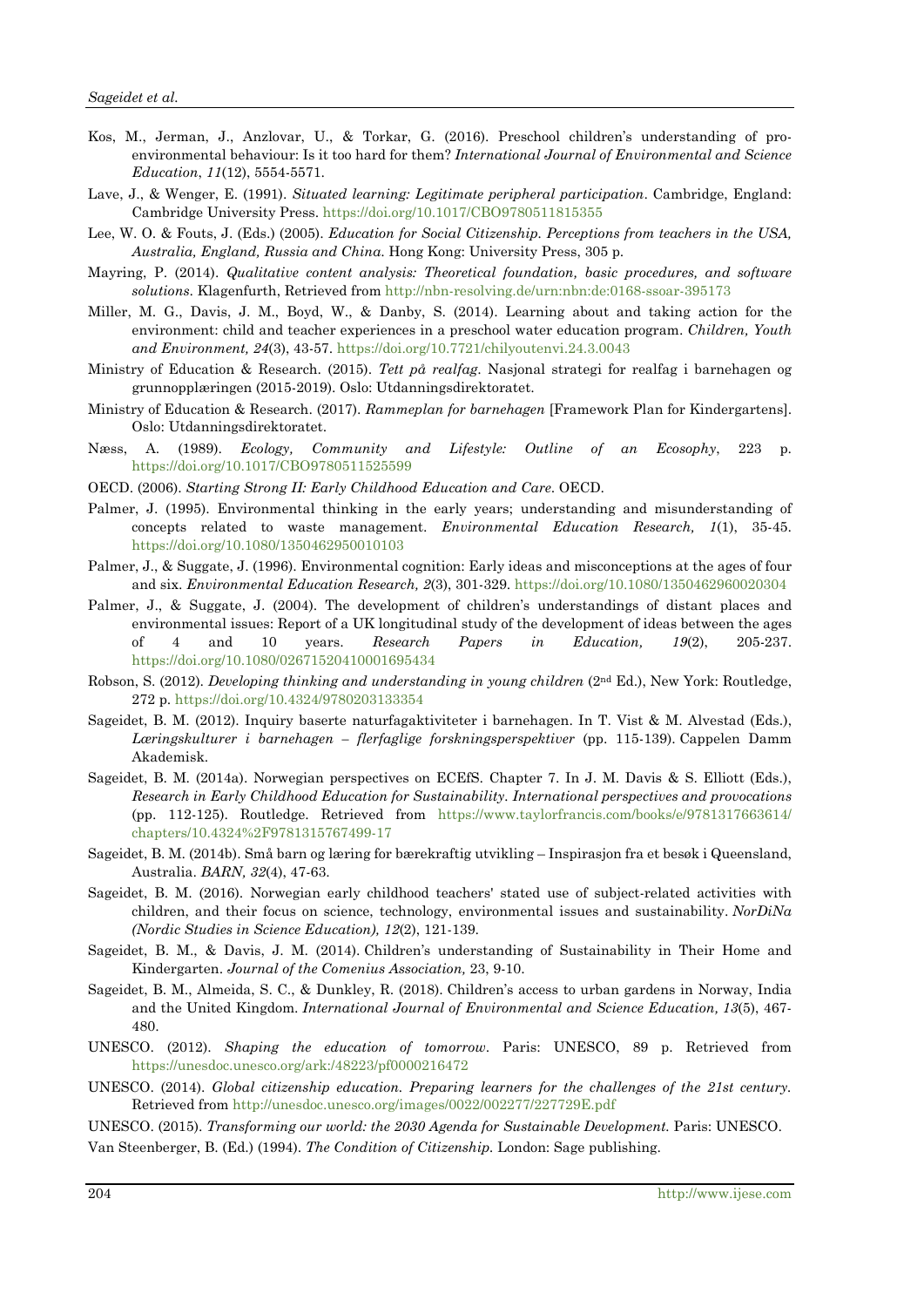Kos, M., Jerman, J., Anzlovar, U., & Torkar, G. (2016). Preschool children's understanding of pro-environmental behaviour: Is it too hard for them? *International Journal of Environmental and Science Education*, *11*(12), 5554-5571.

Lave, J., & Wenger, E. (1991). *Situated learning: Legitimate peripheral participation*. Cambridge, England: Cambridge University Press. https://doi.org/10.1017/CBO9780511815355

Lee, W. O. & Fouts, J. (Eds.) (2005). *Education for Social Citizenship. Perceptions from teachers in the USA, Australia, England, Russia and China.* Hong Kong: University Press, 305 p.

Mayring, P. (2014). *Qualitative content analysis: Theoretical foundation, basic procedures, and software solutions*. Klagenfurth, Retrieved from http://nbn-resolving.de/urn:nbn:de:0168-ssoar-395173

Miller, M. G., Davis, J. M., Boyd, W., & Danby, S. (2014). Learning about and taking action for the environment: child and teacher experiences in a preschool water education program. *Children, Youth and Environment, 24*(3), 43-57. https://doi.org/10.7721/chilyoutenvi.24.3.0043

Ministry of Education & Research. (2015). *Tett på realfag*. Nasjonal strategi for realfag i barnehagen og grunnopplæringen (2015-2019). Oslo: Utdanningsdirektoratet.

Ministry of Education & Research. (2017). *Rammeplan for barnehagen* [Framework Plan for Kindergartens]. Oslo: Utdanningsdirektoratet.

Næss, A. (1989). *Ecology, Community and Lifestyle: Outline of an Ecosophy*, 223 p. https://doi.org/10.1017/CBO9780511525599

OECD. (2006). *Starting Strong II: Early Childhood Education and Care*. OECD.

Palmer, J. (1995). Environmental thinking in the early years; understanding and misunderstanding of concepts related to waste management. *Environmental Education Research, 1*(1), 35-45. https://doi.org/10.1080/1350462950010103

Palmer, J., & Suggate, J. (1996). Environmental cognition: Early ideas and misconceptions at the ages of four and six. *Environmental Education Research, 2*(3), 301-329. https://doi.org/10.1080/1350462960020304

Palmer, J., & Suggate, J. (2004). The development of children's understandings of distant places and environmental issues: Report of a UK longitudinal study of the development of ideas between the ages of 4 and 10 years. *Research Papers in Education, 19*(2), 205-237. https://doi.org/10.1080/02671520410001695434

Robson, S. (2012). *Developing thinking and understanding in young children* (2nd Ed.), New York: Routledge, 272 p. https://doi.org/10.4324/9780203133354

Sageidet, B. M. (2012). Inquiry baserte naturfagaktiviteter i barnehagen. In T. Vist & M. Alvestad (Eds.), *Læringskulturer i barnehagen – flerfaglige forskningsperspektiver* (pp. 115-139). Cappelen Damm Akademisk.

Sageidet, B. M. (2014a). Norwegian perspectives on ECEfS. Chapter 7. In J. M. Davis & S. Elliott (Eds.), *Research in Early Childhood Education for Sustainability. International perspectives and provocations* (pp. 112-125). Routledge. Retrieved from https://www.taylorfrancis.com/books/e/9781317663614/chapters/10.4324%2F9781315767499-17

Sageidet, B. M. (2014b). Små barn og læring for bærekraftig utvikling – Inspirasjon fra et besøk i Queensland, Australia. *BARN, 32*(4), 47-63.

Sageidet, B. M. (2016). Norwegian early childhood teachers' stated use of subject-related activities with children, and their focus on science, technology, environmental issues and sustainability. *NorDiNa (Nordic Studies in Science Education), 12*(2), 121-139.

Sageidet, B. M., & Davis, J. M. (2014). Children's understanding of Sustainability in Their Home and Kindergarten. *Journal of the Comenius Association,* 23, 9-10.

Sageidet, B. M., Almeida, S. C., & Dunkley, R. (2018). Children's access to urban gardens in Norway, India and the United Kingdom. *International Journal of Environmental and Science Education, 13*(5), 467-480.

UNESCO. (2012). *Shaping the education of tomorrow*. Paris: UNESCO, 89 p. Retrieved from https://unesdoc.unesco.org/ark:/48223/pf0000216472

UNESCO. (2014). *Global citizenship education. Preparing learners for the challenges of the 21st century.* Retrieved from http://unesdoc.unesco.org/images/0022/002277/227729E.pdf

UNESCO. (2015). *Transforming our world: the 2030 Agenda for Sustainable Development.* Paris: UNESCO.

Van Steenberger, B. (Ed.) (1994). *The Condition of Citizenship.* London: Sage publishing.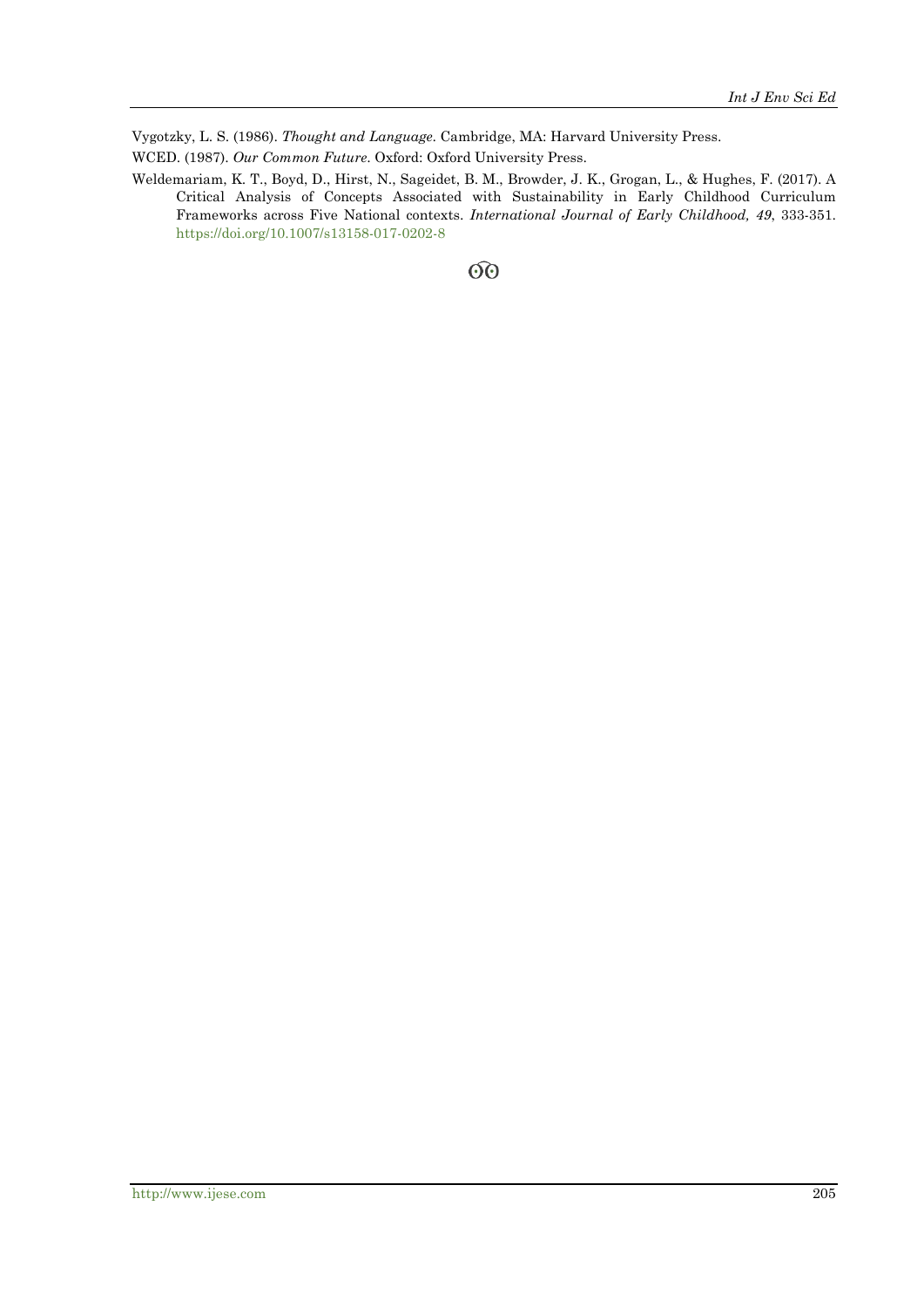Vygotzky, L. S. (1986). *Thought and Language*. Cambridge, MA: Harvard University Press.

WCED. (1987). *Our Common Future*. Oxford: Oxford University Press.

Weldemariam, K. T., Boyd, D., Hirst, N., Sageidet, B. M., Browder, J. K., Grogan, L., & Hughes, F. (2017). A Critical Analysis of Concepts Associated with Sustainability in Early Childhood Curriculum Frameworks across Five National contexts. *International Journal of Early Childhood, 49*, 333-351. https://doi.org/10.1007/s13158-017-0202-8